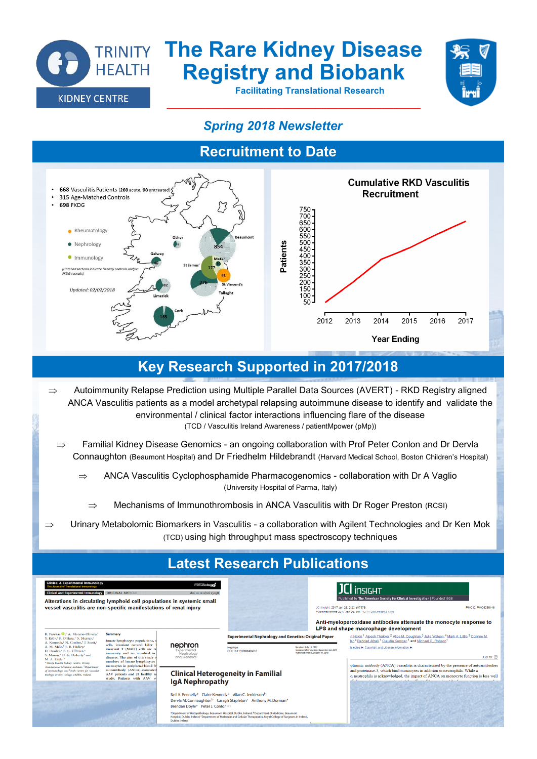# The Rare Kidney Disease Registry and Biobank

**Facilitating Translational Research**

TRINITY HEALTH KIDNEY CENTRE

*Spring 2018 Newsletter*

## Recruitment to Date

- **668** Vasculitis Patients (**288** acute, **98** untreated)
- **315** Age-Matched Controls
- **698** FKDG

Rheumatology · Nephrology · Immunology

(Hatched sections indicate healthy controls and/or FKDG recruits)

Updated: 02/02/2018

Other 9 · Beaumont 854 · Galway 48 · St James' 177 · Mater · 61 · St Vincent's · 276 Tallaght · Limerick 82 · Cork 165

**Cumulative RKD Vasculitis Recruitment**

Patients (50–750) by Year Ending (2012–2017)

## Key Research Supported in 2017/2018

⇒ Autoimmunity Relapse Prediction using Multiple Parallel Data Sources (AVERT) - RKD Registry aligned ANCA Vasculitis patients as a model archetypal relapsing autoimmune disease to identify and validate the environmental / clinical factor interactions influencing flare of the disease (TCD / Vasculitis Ireland Awareness / patientMpower (pMp))

⇒ Familial Kidney Disease Genomics - an ongoing collaboration with Prof Peter Conlon and Dr Dervla Connaughton (Beaumont Hospital) and Dr Friedhelm Hildebrandt (Harvard Medical School, Boston Children's Hospital)

⇒ ANCA Vasculitis Cyclophosphamide Pharmacogenomics - collaboration with Dr A Vaglio (University Hospital of Parma, Italy)

⇒ Mechanisms of Immunothrombosis in ANCA Vasculitis with Dr Roger Preston (RCSI)

⇒ Urinary Metabolomic Biomarkers in Vasculitis - a collaboration with Agilent Technologies and Dr Ken Mok (TCD) using high throughput mass spectroscopy techniques

## Latest Research Publications

**Alterations in circulating lymphoid cell populations in systemic small vessel vasculitis are non-specific manifestations of renal injury** (Clinical & Experimental Immunology)

**Clinical Heterogeneity in Familial IgA Nephropathy** (Nephron — Experimental Nephrology and Genetics: Original Paper)

Neil K. Fennelly, Claire Kennedy, Allan C. Jenkinson, Dervla M. Connaughton, Caragh Stapleton, Anthony M. Dorman, Brendan Doyle, Peter J. Conlon

**Anti-myeloperoxidase antibodies attenuate the monocyte response to LPS and shape macrophage development** (JCI Insight)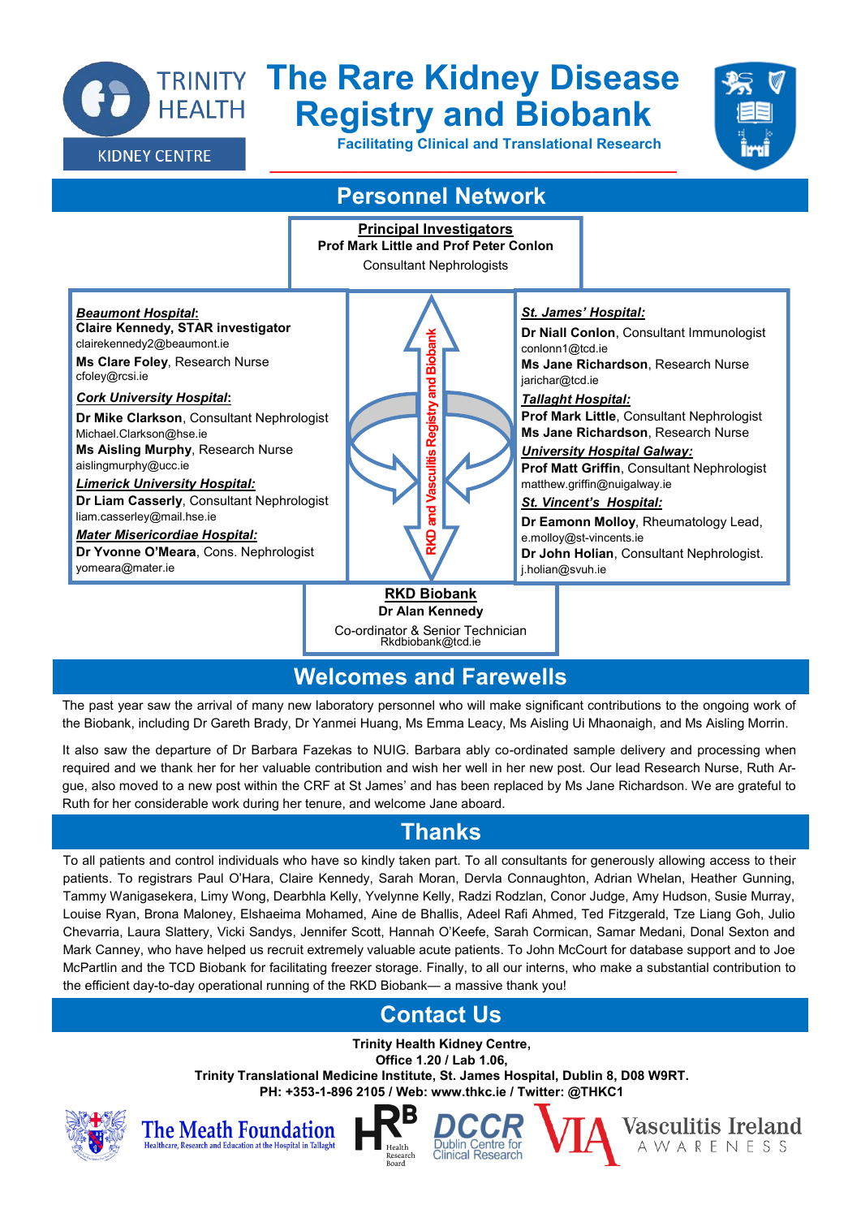TRINITY HEALTH

KIDNEY CENTRE

# The Rare Kidney Disease Registry and Biobank

**Facilitating Clinical and Translational Research**

## Personnel Network

**Principal Investigators**
**Prof Mark Little and Prof Peter Conlon**
Consultant Nephrologists

***Beaumont Hospital*:**
**Claire Kennedy, STAR investigator**
clairekennedy2@beaumont.ie
**Ms Clare Foley**, Research Nurse
cfoley@rcsi.ie

***Cork University Hospital*:**
**Dr Mike Clarkson**, Consultant Nephrologist
Michael.Clarkson@hse.ie
**Ms Aisling Murphy**, Research Nurse
aislingmurphy@ucc.ie

***Limerick University Hospital:***
**Dr Liam Casserly**, Consultant Nephrologist
liam.casserley@mail.hse.ie

***Mater Misericordiae Hospital:***
**Dr Yvonne O'Meara**, Cons. Nephrologist
yomeara@mater.ie

RKD and Vasculitis Registry and Biobank

***St. James' Hospital:***
**Dr Niall Conlon**, Consultant Immunologist
conlonn1@tcd.ie
**Ms Jane Richardson**, Research Nurse
jarichar@tcd.ie

***Tallaght Hospital:***
**Prof Mark Little**, Consultant Nephrologist
**Ms Jane Richardson**, Research Nurse

***University Hospital Galway:***
**Prof Matt Griffin**, Consultant Nephrologist
matthew.griffin@nuigalway.ie

***St. Vincent's Hospital:***
**Dr Eamonn Molloy**, Rheumatology Lead,
e.molloy@st-vincents.ie
**Dr John Holian**, Consultant Nephrologist.
j.holian@svuh.ie

**RKD Biobank**
**Dr Alan Kennedy**
Co-ordinator & Senior Technician
Rkdbiobank@tcd.ie

## Welcomes and Farewells

The past year saw the arrival of many new laboratory personnel who will make significant contributions to the ongoing work of the Biobank, including Dr Gareth Brady, Dr Yanmei Huang, Ms Emma Leacy, Ms Aisling Ui Mhaonaigh, and Ms Aisling Morrin.

It also saw the departure of Dr Barbara Fazekas to NUIG. Barbara ably co-ordinated sample delivery and processing when required and we thank her for her valuable contribution and wish her well in her new post. Our lead Research Nurse, Ruth Argue, also moved to a new post within the CRF at St James' and has been replaced by Ms Jane Richardson. We are grateful to Ruth for her considerable work during her tenure, and welcome Jane aboard.

## Thanks

To all patients and control individuals who have so kindly taken part. To all consultants for generously allowing access to their patients. To registrars Paul O'Hara, Claire Kennedy, Sarah Moran, Dervla Connaughton, Adrian Whelan, Heather Gunning, Tammy Wanigasekera, Limy Wong, Dearbhla Kelly, Yvelynne Kelly, Radzi Rodzlan, Conor Judge, Amy Hudson, Susie Murray, Louise Ryan, Brona Maloney, Elshaeima Mohamed, Aine de Bhallis, Adeel Rafi Ahmed, Ted Fitzgerald, Tze Liang Goh, Julio Chevarria, Laura Slattery, Vicki Sandys, Jennifer Scott, Hannah O'Keefe, Sarah Cormican, Samar Medani, Donal Sexton and Mark Canney, who have helped us recruit extremely valuable acute patients. To John McCourt for database support and to Joe McPartlin and the TCD Biobank for facilitating freezer storage. Finally, to all our interns, who make a substantial contribution to the efficient day-to-day operational running of the RKD Biobank— a massive thank you!

## Contact Us

**Trinity Health Kidney Centre,**
**Office 1.20 / Lab 1.06,**
**Trinity Translational Medicine Institute, St. James Hospital, Dublin 8, D08 W9RT.**
**PH: +353-1-896 2105 / Web: www.thkc.ie / Twitter: @THKC1**

The Meath Foundation
Healthcare, Research and Education at the Hospital in Tallaght

HRB Health Research Board

DCCR Dublin Centre for Clinical Research

VIA Vasculitis Ireland AWARENESS